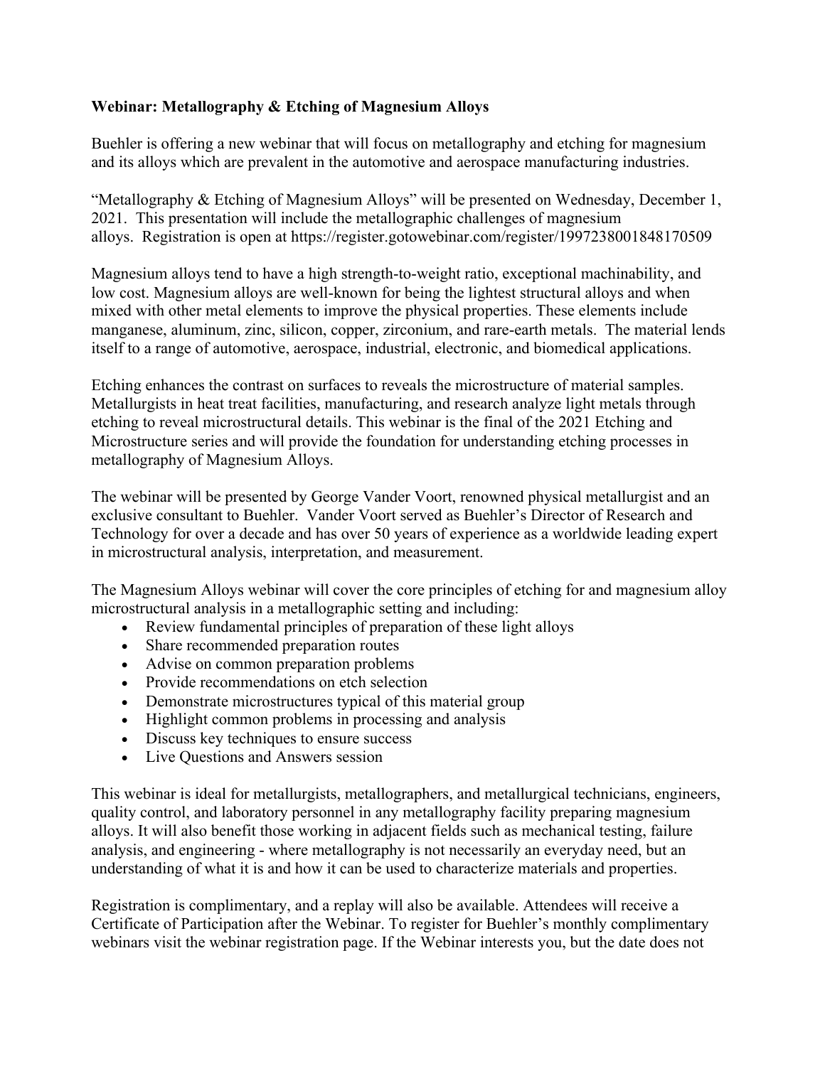**Webinar: Metallography & Etching of Magnesium Alloys**

Buehler is offering a new webinar that will focus on metallography and etching for magnesium and its alloys which are prevalent in the automotive and aerospace manufacturing industries.

"Metallography & Etching of Magnesium Alloys" will be presented on Wednesday, December 1, 2021. This presentation will include the metallographic challenges of magnesium alloys. Registration is open at https://register.gotowebinar.com/register/1997238001848170509

Magnesium alloys tend to have a high strength-to-weight ratio, exceptional machinability, and low cost. Magnesium alloys are well-known for being the lightest structural alloys and when mixed with other metal elements to improve the physical properties. These elements include manganese, aluminum, zinc, silicon, copper, zirconium, and rare-earth metals. The material lends itself to a range of automotive, aerospace, industrial, electronic, and biomedical applications.

Etching enhances the contrast on surfaces to reveals the microstructure of material samples. Metallurgists in heat treat facilities, manufacturing, and research analyze light metals through etching to reveal microstructural details. This webinar is the final of the 2021 Etching and Microstructure series and will provide the foundation for understanding etching processes in metallography of Magnesium Alloys.

The webinar will be presented by George Vander Voort, renowned physical metallurgist and an exclusive consultant to Buehler. Vander Voort served as Buehler's Director of Research and Technology for over a decade and has over 50 years of experience as a worldwide leading expert in microstructural analysis, interpretation, and measurement.

The Magnesium Alloys webinar will cover the core principles of etching for and magnesium alloy microstructural analysis in a metallographic setting and including:

- Review fundamental principles of preparation of these light alloys
- Share recommended preparation routes
- Advise on common preparation problems
- Provide recommendations on etch selection
- Demonstrate microstructures typical of this material group
- Highlight common problems in processing and analysis
- Discuss key techniques to ensure success
- Live Questions and Answers session

This webinar is ideal for metallurgists, metallographers, and metallurgical technicians, engineers, quality control, and laboratory personnel in any metallography facility preparing magnesium alloys. It will also benefit those working in adjacent fields such as mechanical testing, failure analysis, and engineering - where metallography is not necessarily an everyday need, but an understanding of what it is and how it can be used to characterize materials and properties.

Registration is complimentary, and a replay will also be available. Attendees will receive a Certificate of Participation after the Webinar. To register for Buehler's monthly complimentary webinars visit the webinar registration page. If the Webinar interests you, but the date does not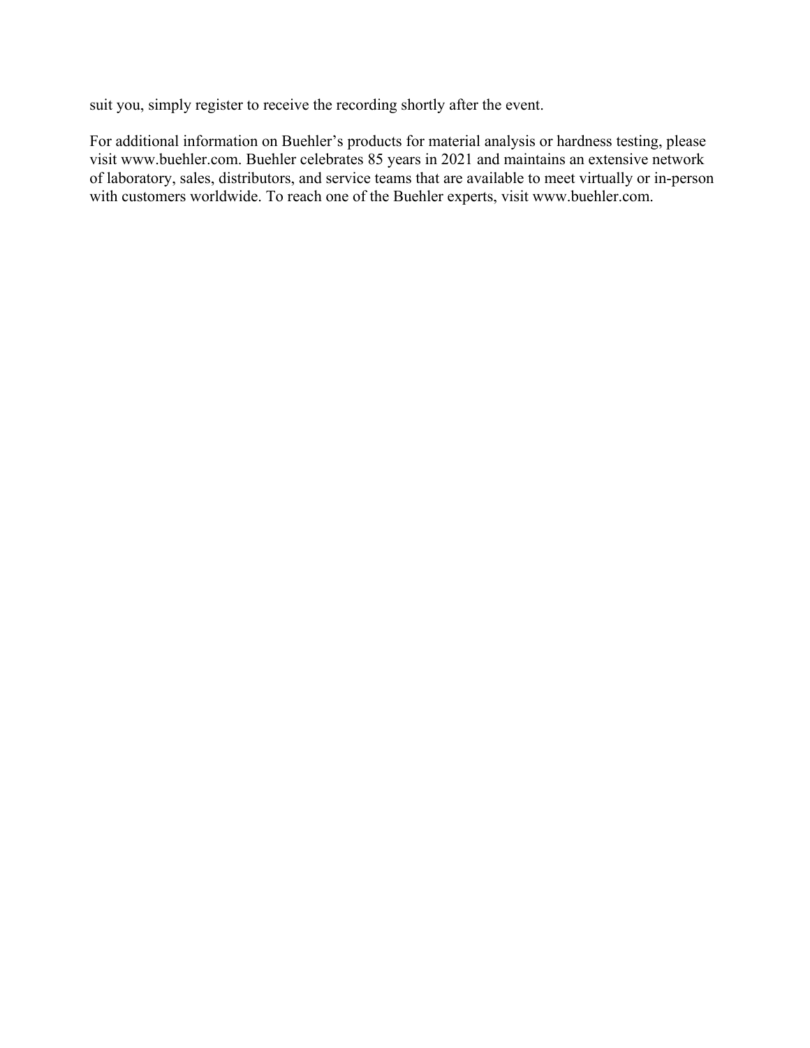suit you, simply register to receive the recording shortly after the event.

For additional information on Buehler's products for material analysis or hardness testing, please visit www.buehler.com. Buehler celebrates 85 years in 2021 and maintains an extensive network of laboratory, sales, distributors, and service teams that are available to meet virtually or in-person with customers worldwide. To reach one of the Buehler experts, visit www.buehler.com.